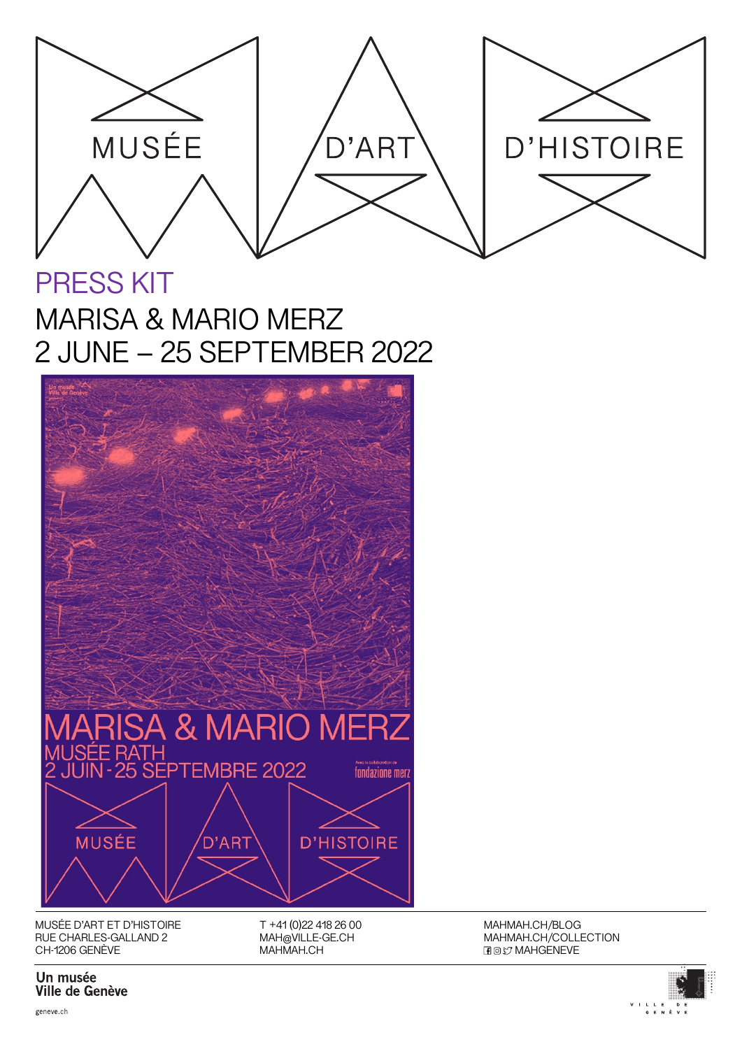MUSÉE D'ART D'HISTOIRE

# PRESS KIT

## MARISA & MARIO MERZ
## 2 JUNE – 25 SEPTEMBER 2022

MARISA & MARIO MERZ
MUSÉE RATH
2 JUIN - 25 SEPTEMBRE 2022

Avec la collaboration de fondazione merz

MUSÉE D'ART D'HISTOIRE

MUSÉE D'ART ET D'HISTOIRE
RUE CHARLES-GALLAND 2
CH-1206 GENÈVE

T +41 (0)22 418 26 00
MAH@VILLE-GE.CH
MAHMAH.CH

MAHMAH.CH/BLOG
MAHMAH.CH/COLLECTION
MAHGENEVE

**Un musée Ville de Genève**

geneve.ch

VILLE DE GENÈVE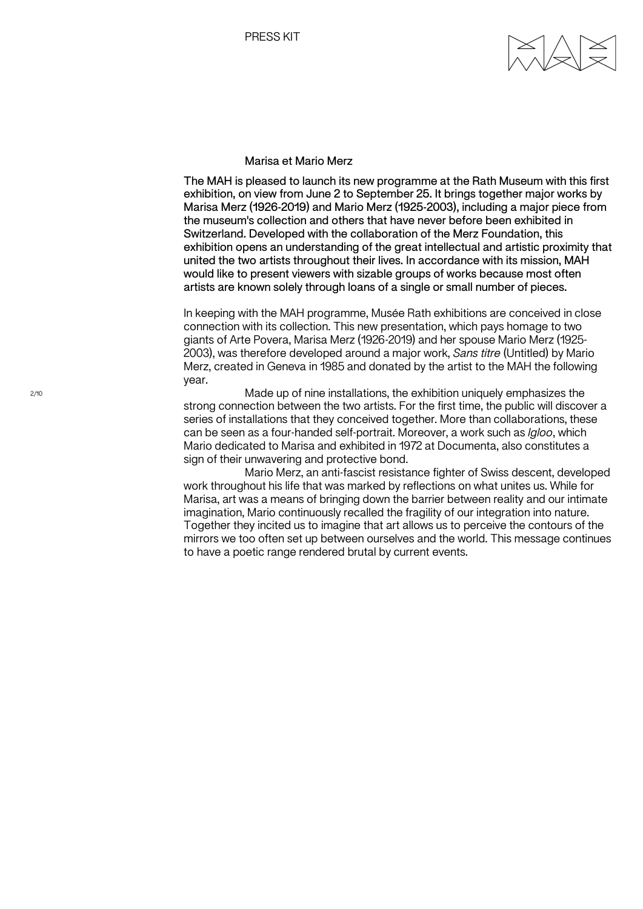## Marisa et Mario Merz

**The MAH is pleased to launch its new programme at the Rath Museum with this first exhibition, on view from June 2 to September 25. It brings together major works by Marisa Merz (1926-2019) and Mario Merz (1925-2003), including a major piece from the museum's collection and others that have never before been exhibited in Switzerland. Developed with the collaboration of the Merz Foundation, this exhibition opens an understanding of the great intellectual and artistic proximity that united the two artists throughout their lives. In accordance with its mission, MAH would like to present viewers with sizable groups of works because most often artists are known solely through loans of a single or small number of pieces.**

In keeping with the MAH programme, Musée Rath exhibitions are conceived in close connection with its collection. This new presentation, which pays homage to two giants of Arte Povera, Marisa Merz (1926-2019) and her spouse Mario Merz (1925-2003), was therefore developed around a major work, *Sans titre* (Untitled) by Mario Merz, created in Geneva in 1985 and donated by the artist to the MAH the following year.

Made up of nine installations, the exhibition uniquely emphasizes the strong connection between the two artists. For the first time, the public will discover a series of installations that they conceived together. More than collaborations, these can be seen as a four-handed self-portrait. Moreover, a work such as *Igloo*, which Mario dedicated to Marisa and exhibited in 1972 at Documenta, also constitutes a sign of their unwavering and protective bond.

Mario Merz, an anti-fascist resistance fighter of Swiss descent, developed work throughout his life that was marked by reflections on what unites us. While for Marisa, art was a means of bringing down the barrier between reality and our intimate imagination, Mario continuously recalled the fragility of our integration into nature. Together they incited us to imagine that art allows us to perceive the contours of the mirrors we too often set up between ourselves and the world. This message continues to have a poetic range rendered brutal by current events.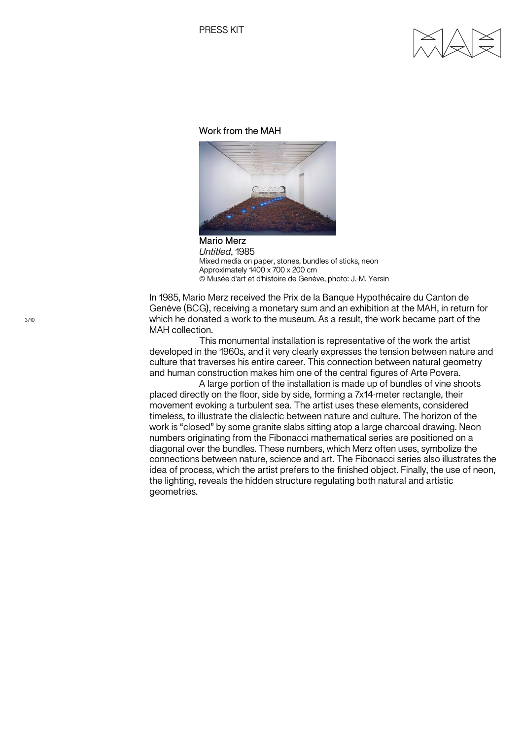Work from the MAH

**Mario Merz**
*Untitled*, 1985
Mixed media on paper, stones, bundles of sticks, neon
Approximately 1400 x 700 x 200 cm
© Musée d'art et d'histoire de Genève, photo: J.-M. Yersin

In 1985, Mario Merz received the Prix de la Banque Hypothécaire du Canton de Genève (BCG), receiving a monetary sum and an exhibition at the MAH, in return for which he donated a work to the museum. As a result, the work became part of the MAH collection.

This monumental installation is representative of the work the artist developed in the 1960s, and it very clearly expresses the tension between nature and culture that traverses his entire career. This connection between natural geometry and human construction makes him one of the central figures of Arte Povera.

A large portion of the installation is made up of bundles of vine shoots placed directly on the floor, side by side, forming a 7x14-meter rectangle, their movement evoking a turbulent sea. The artist uses these elements, considered timeless, to illustrate the dialectic between nature and culture. The horizon of the work is "closed" by some granite slabs sitting atop a large charcoal drawing. Neon numbers originating from the Fibonacci mathematical series are positioned on a diagonal over the bundles. These numbers, which Merz often uses, symbolize the connections between nature, science and art. The Fibonacci series also illustrates the idea of process, which the artist prefers to the finished object. Finally, the use of neon, the lighting, reveals the hidden structure regulating both natural and artistic geometries.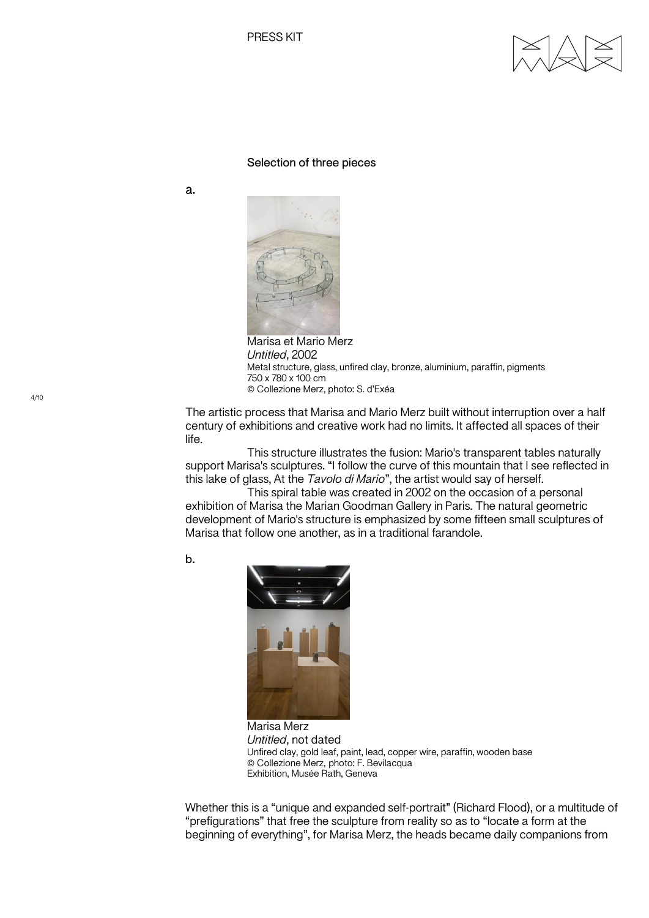Selection of three pieces

a.

Marisa et Mario Merz
*Untitled*, 2002
Metal structure, glass, unfired clay, bronze, aluminium, paraffin, pigments
750 x 780 x 100 cm
© Collezione Merz, photo: S. d'Exéa

The artistic process that Marisa and Mario Merz built without interruption over a half century of exhibitions and creative work had no limits. It affected all spaces of their life.

This structure illustrates the fusion: Mario's transparent tables naturally support Marisa's sculptures. "I follow the curve of this mountain that I see reflected in this lake of glass, At the *Tavolo di Mario*", the artist would say of herself.

This spiral table was created in 2002 on the occasion of a personal exhibition of Marisa the Marian Goodman Gallery in Paris. The natural geometric development of Mario's structure is emphasized by some fifteen small sculptures of Marisa that follow one another, as in a traditional farandole.

b.

Marisa Merz
*Untitled*, not dated
Unfired clay, gold leaf, paint, lead, copper wire, paraffin, wooden base
© Collezione Merz, photo: F. Bevilacqua
Exhibition, Musée Rath, Geneva

Whether this is a "unique and expanded self-portrait" (Richard Flood), or a multitude of "prefigurations" that free the sculpture from reality so as to "locate a form at the beginning of everything", for Marisa Merz, the heads became daily companions from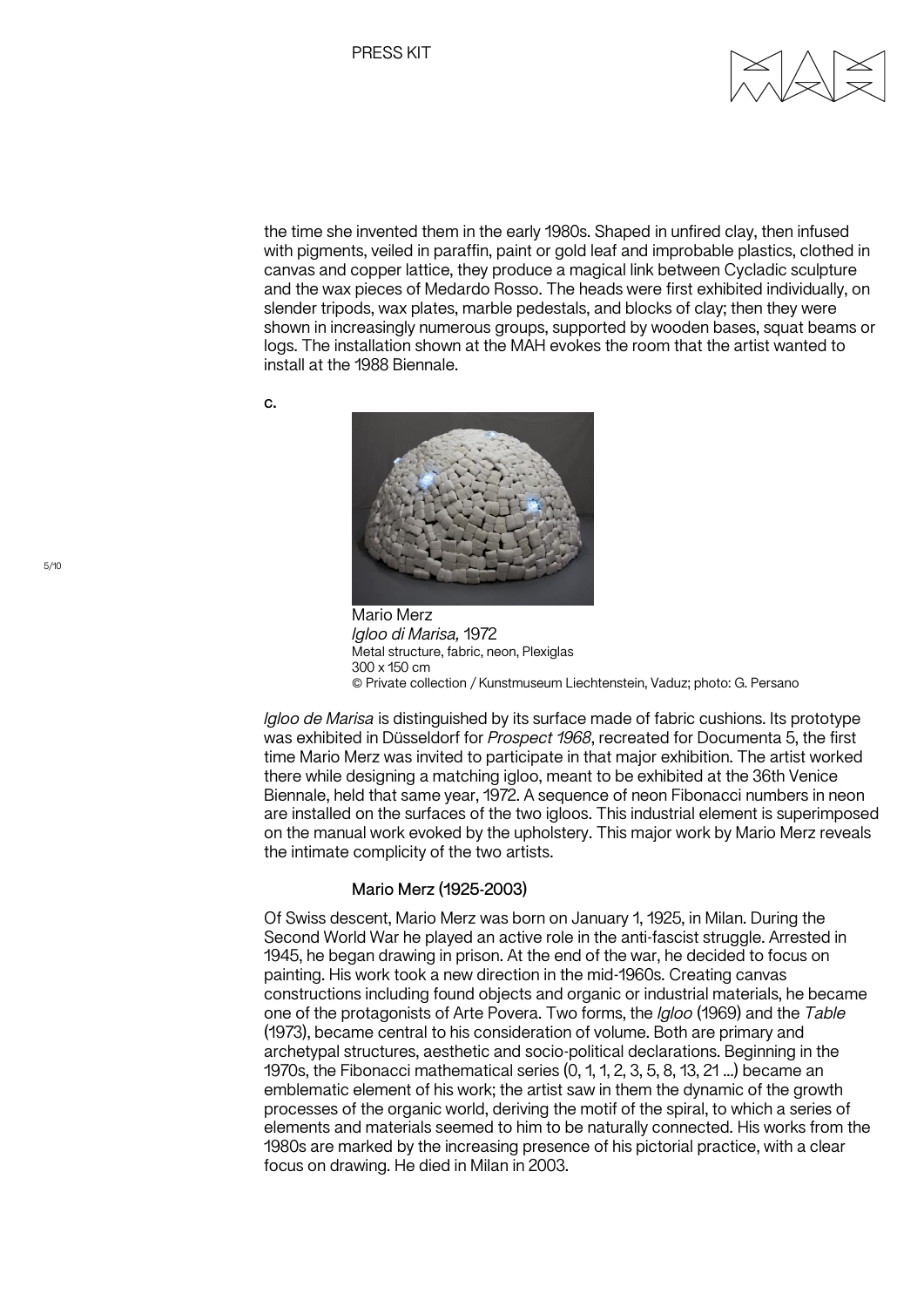the time she invented them in the early 1980s. Shaped in unfired clay, then infused with pigments, veiled in paraffin, paint or gold leaf and improbable plastics, clothed in canvas and copper lattice, they produce a magical link between Cycladic sculpture and the wax pieces of Medardo Rosso. The heads were first exhibited individually, on slender tripods, wax plates, marble pedestals, and blocks of clay; then they were shown in increasingly numerous groups, supported by wooden bases, squat beams or logs. The installation shown at the MAH evokes the room that the artist wanted to install at the 1988 Biennale.

c.

Mario Merz
*Igloo di Marisa,* 1972
Metal structure, fabric, neon, Plexiglas
300 x 150 cm
© Private collection / Kunstmuseum Liechtenstein, Vaduz; photo: G. Persano

*Igloo de Marisa* is distinguished by its surface made of fabric cushions. Its prototype was exhibited in Düsseldorf for *Prospect 1968*, recreated for Documenta 5, the first time Mario Merz was invited to participate in that major exhibition. The artist worked there while designing a matching igloo, meant to be exhibited at the 36th Venice Biennale, held that same year, 1972. A sequence of neon Fibonacci numbers in neon are installed on the surfaces of the two igloos. This industrial element is superimposed on the manual work evoked by the upholstery. This major work by Mario Merz reveals the intimate complicity of the two artists.

## Mario Merz (1925-2003)

Of Swiss descent, Mario Merz was born on January 1, 1925, in Milan. During the Second World War he played an active role in the anti-fascist struggle. Arrested in 1945, he began drawing in prison. At the end of the war, he decided to focus on painting. His work took a new direction in the mid-1960s. Creating canvas constructions including found objects and organic or industrial materials, he became one of the protagonists of Arte Povera. Two forms, the *Igloo* (1969) and the *Table* (1973), became central to his consideration of volume. Both are primary and archetypal structures, aesthetic and socio-political declarations. Beginning in the 1970s, the Fibonacci mathematical series (0, 1, 1, 2, 3, 5, 8, 13, 21 ...) became an emblematic element of his work; the artist saw in them the dynamic of the growth processes of the organic world, deriving the motif of the spiral, to which a series of elements and materials seemed to him to be naturally connected. His works from the 1980s are marked by the increasing presence of his pictorial practice, with a clear focus on drawing. He died in Milan in 2003.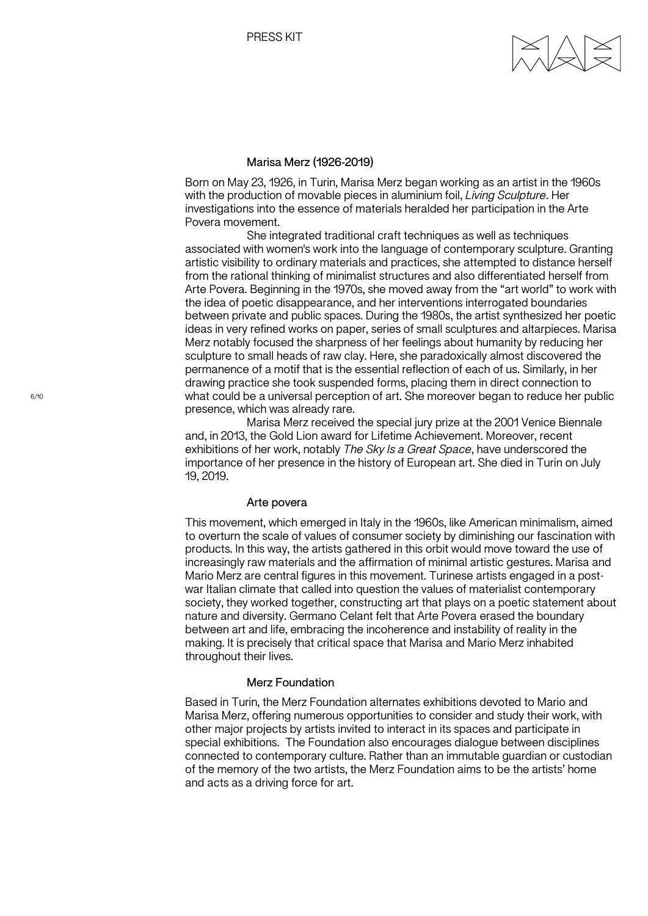## Marisa Merz (1926-2019)

Born on May 23, 1926, in Turin, Marisa Merz began working as an artist in the 1960s with the production of movable pieces in aluminium foil, *Living Sculpture*. Her investigations into the essence of materials heralded her participation in the Arte Povera movement.

She integrated traditional craft techniques as well as techniques associated with women's work into the language of contemporary sculpture. Granting artistic visibility to ordinary materials and practices, she attempted to distance herself from the rational thinking of minimalist structures and also differentiated herself from Arte Povera. Beginning in the 1970s, she moved away from the "art world" to work with the idea of poetic disappearance, and her interventions interrogated boundaries between private and public spaces. During the 1980s, the artist synthesized her poetic ideas in very refined works on paper, series of small sculptures and altarpieces. Marisa Merz notably focused the sharpness of her feelings about humanity by reducing her sculpture to small heads of raw clay. Here, she paradoxically almost discovered the permanence of a motif that is the essential reflection of each of us. Similarly, in her drawing practice she took suspended forms, placing them in direct connection to what could be a universal perception of art. She moreover began to reduce her public presence, which was already rare.

Marisa Merz received the special jury prize at the 2001 Venice Biennale and, in 2013, the Gold Lion award for Lifetime Achievement. Moreover, recent exhibitions of her work, notably *The Sky Is a Great Space*, have underscored the importance of her presence in the history of European art. She died in Turin on July 19, 2019.

## Arte povera

This movement, which emerged in Italy in the 1960s, like American minimalism, aimed to overturn the scale of values of consumer society by diminishing our fascination with products. In this way, the artists gathered in this orbit would move toward the use of increasingly raw materials and the affirmation of minimal artistic gestures. Marisa and Mario Merz are central figures in this movement. Turinese artists engaged in a post-war Italian climate that called into question the values of materialist contemporary society, they worked together, constructing art that plays on a poetic statement about nature and diversity. Germano Celant felt that Arte Povera erased the boundary between art and life, embracing the incoherence and instability of reality in the making. It is precisely that critical space that Marisa and Mario Merz inhabited throughout their lives.

## Merz Foundation

Based in Turin, the Merz Foundation alternates exhibitions devoted to Mario and Marisa Merz, offering numerous opportunities to consider and study their work, with other major projects by artists invited to interact in its spaces and participate in special exhibitions. The Foundation also encourages dialogue between disciplines connected to contemporary culture. Rather than an immutable guardian or custodian of the memory of the two artists, the Merz Foundation aims to be the artists' home and acts as a driving force for art.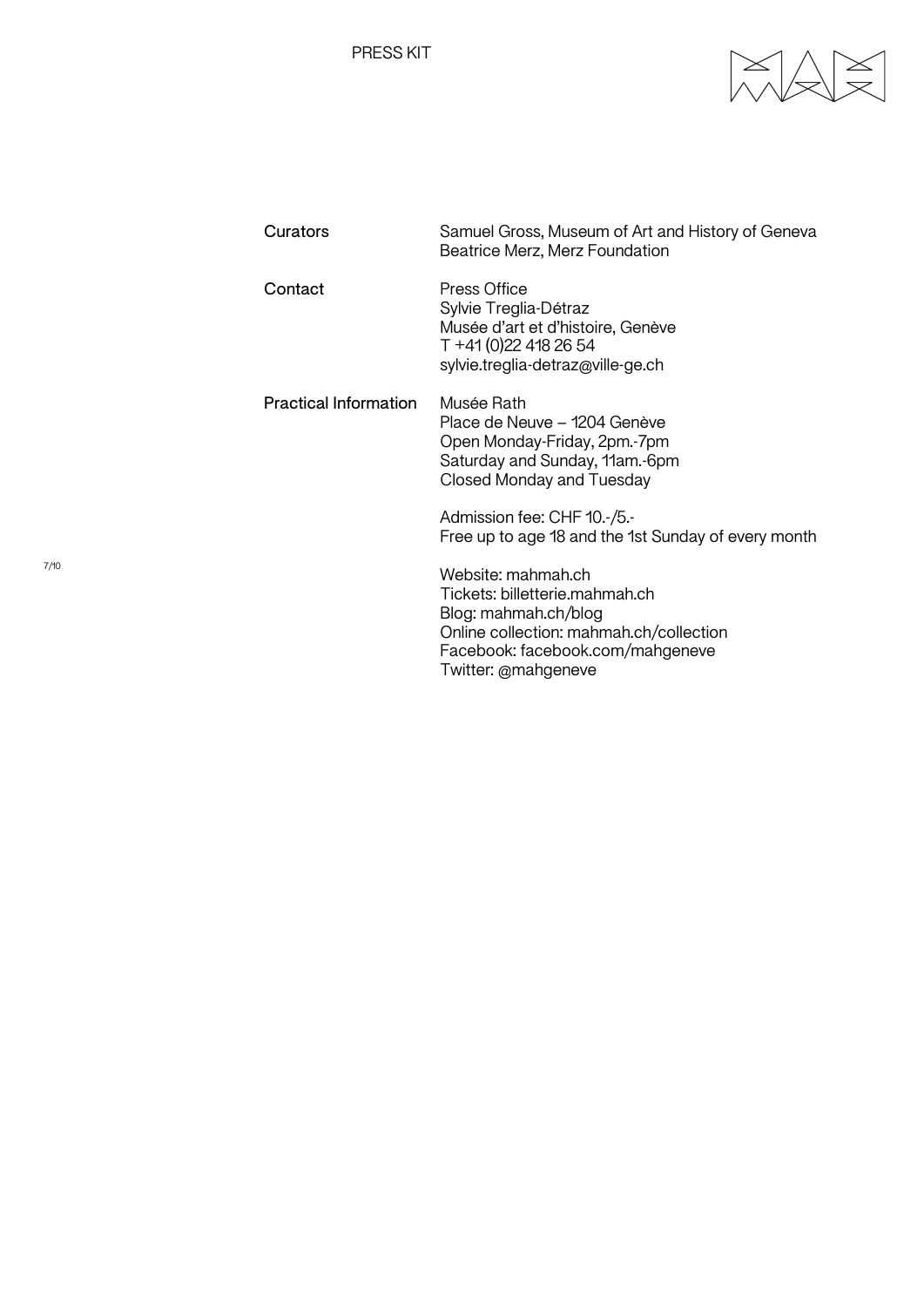**Curators**

Samuel Gross, Museum of Art and History of Geneva
Beatrice Merz, Merz Foundation

**Contact**

Press Office
Sylvie Treglia-Détraz
Musée d'art et d'histoire, Genève
T +41 (0)22 418 26 54
sylvie.treglia-detraz@ville-ge.ch

**Practical Information**

Musée Rath
Place de Neuve – 1204 Genève
Open Monday-Friday, 2pm.-7pm
Saturday and Sunday, 11am.-6pm
Closed Monday and Tuesday

Admission fee: CHF 10.-/5.-
Free up to age 18 and the 1st Sunday of every month

Website: mahmah.ch
Tickets: billetterie.mahmah.ch
Blog: mahmah.ch/blog
Online collection: mahmah.ch/collection
Facebook: facebook.com/mahgeneve
Twitter: @mahgeneve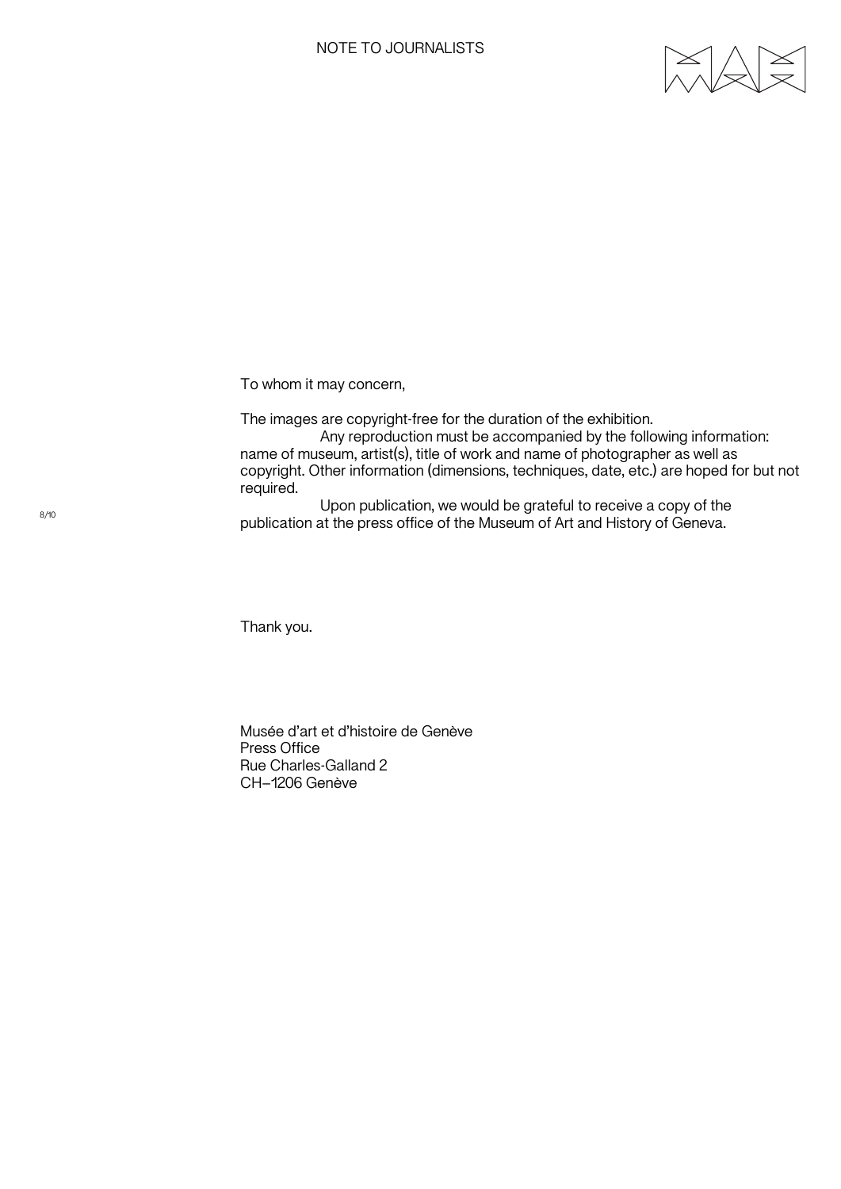# NOTE TO JOURNALISTS

To whom it may concern,

The images are copyright-free for the duration of the exhibition.

Any reproduction must be accompanied by the following information: name of museum, artist(s), title of work and name of photographer as well as copyright. Other information (dimensions, techniques, date, etc.) are hoped for but not required.

Upon publication, we would be grateful to receive a copy of the publication at the press office of the Museum of Art and History of Geneva.

Thank you.

Musée d'art et d'histoire de Genève  
Press Office  
Rue Charles-Galland 2  
CH–1206 Genève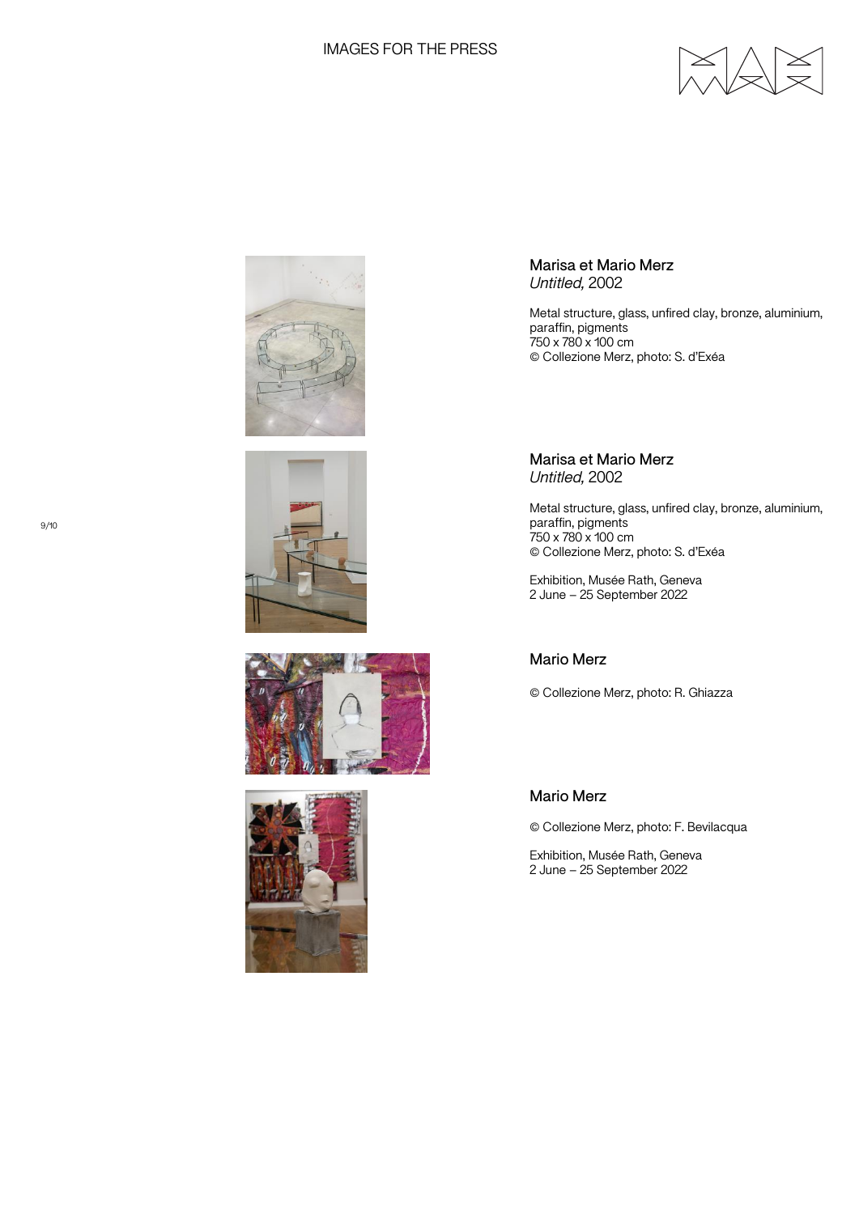IMAGES FOR THE PRESS

Marisa et Mario Merz
*Untitled,* 2002

Metal structure, glass, unfired clay, bronze, aluminium, paraffin, pigments
750 x 780 x 100 cm
© Collezione Merz, photo: S. d'Exéa

Marisa et Mario Merz
*Untitled,* 2002

Metal structure, glass, unfired clay, bronze, aluminium, paraffin, pigments
750 x 780 x 100 cm
© Collezione Merz, photo: S. d'Exéa

Exhibition, Musée Rath, Geneva
2 June – 25 September 2022

Mario Merz

© Collezione Merz, photo: R. Ghiazza

Mario Merz

© Collezione Merz, photo: F. Bevilacqua

Exhibition, Musée Rath, Geneva
2 June – 25 September 2022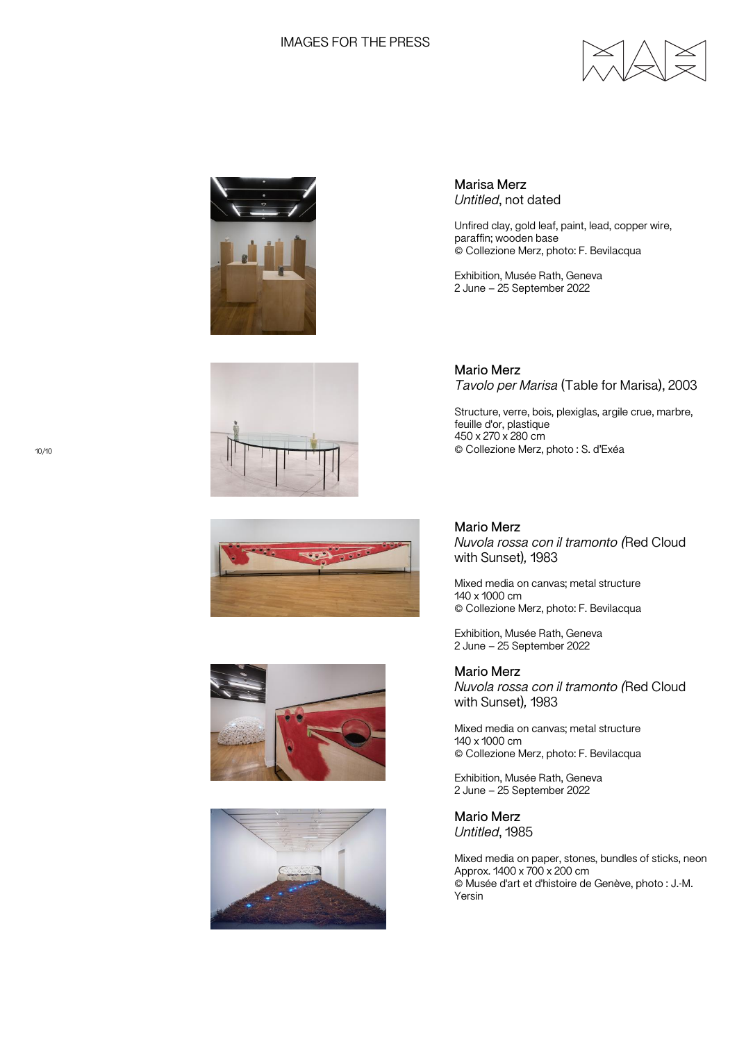IMAGES FOR THE PRESS

Marisa Merz
*Untitled*, not dated

Unfired clay, gold leaf, paint, lead, copper wire, paraffin; wooden base
© Collezione Merz, photo: F. Bevilacqua

Exhibition, Musée Rath, Geneva
2 June – 25 September 2022

Mario Merz
*Tavolo per Marisa* (Table for Marisa), 2003

Structure, verre, bois, plexiglas, argile crue, marbre, feuille d'or, plastique
450 x 270 x 280 cm
© Collezione Merz, photo : S. d'Exéa

Mario Merz
*Nuvola rossa con il tramonto* (Red Cloud with Sunset), 1983

Mixed media on canvas; metal structure
140 x 1000 cm
© Collezione Merz, photo: F. Bevilacqua

Exhibition, Musée Rath, Geneva
2 June – 25 September 2022

Mario Merz
*Nuvola rossa con il tramonto* (Red Cloud with Sunset), 1983

Mixed media on canvas; metal structure
140 x 1000 cm
© Collezione Merz, photo: F. Bevilacqua

Exhibition, Musée Rath, Geneva
2 June – 25 September 2022

Mario Merz
*Untitled*, 1985

Mixed media on paper, stones, bundles of sticks, neon
Approx. 1400 x 700 x 200 cm
© Musée d'art et d'histoire de Genève, photo : J.-M. Yersin